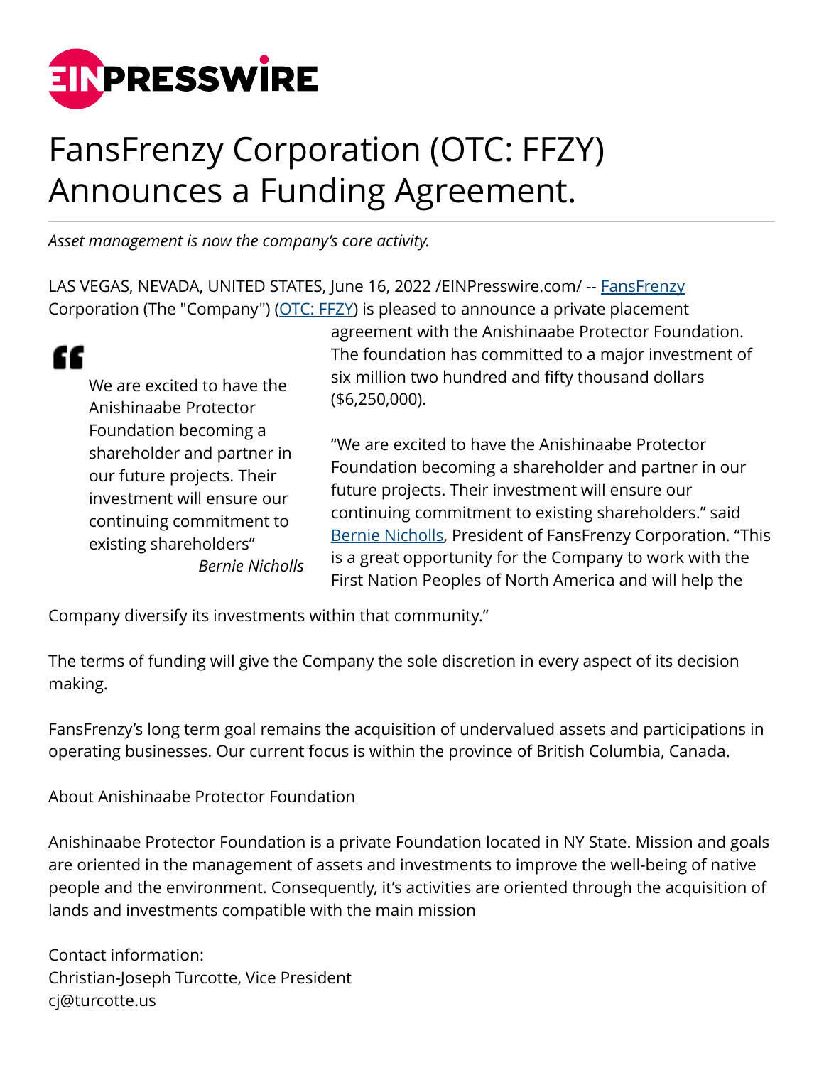# FansFrenzy Corporation (OTC: FFZY) Announces a Funding Agreement.

*Asset management is now the company's core activity.*

LAS VEGAS, NEVADA, UNITED STATES, June 16, 2022 /EINPresswire.com/ -- FansFrenzy Corporation (The "Company") (OTC: FFZY) is pleased to announce a private placement agreement with the Anishinaabe Protector Foundation. The foundation has committed to a major investment of six million two hundred and fifty thousand dollars ($6,250,000).

> We are excited to have the Anishinaabe Protector Foundation becoming a shareholder and partner in our future projects. Their investment will ensure our continuing commitment to existing shareholders"
>
> *Bernie Nicholls*

"We are excited to have the Anishinaabe Protector Foundation becoming a shareholder and partner in our future projects. Their investment will ensure our continuing commitment to existing shareholders." said Bernie Nicholls, President of FansFrenzy Corporation. "This is a great opportunity for the Company to work with the First Nation Peoples of North America and will help the Company diversify its investments within that community."

The terms of funding will give the Company the sole discretion in every aspect of its decision making.

FansFrenzy's long term goal remains the acquisition of undervalued assets and participations in operating businesses. Our current focus is within the province of British Columbia, Canada.

About Anishinaabe Protector Foundation

Anishinaabe Protector Foundation is a private Foundation located in NY State. Mission and goals are oriented in the management of assets and investments to improve the well-being of native people and the environment. Consequently, it's activities are oriented through the acquisition of lands and investments compatible with the main mission

Contact information:
Christian-Joseph Turcotte, Vice President
cj@turcotte.us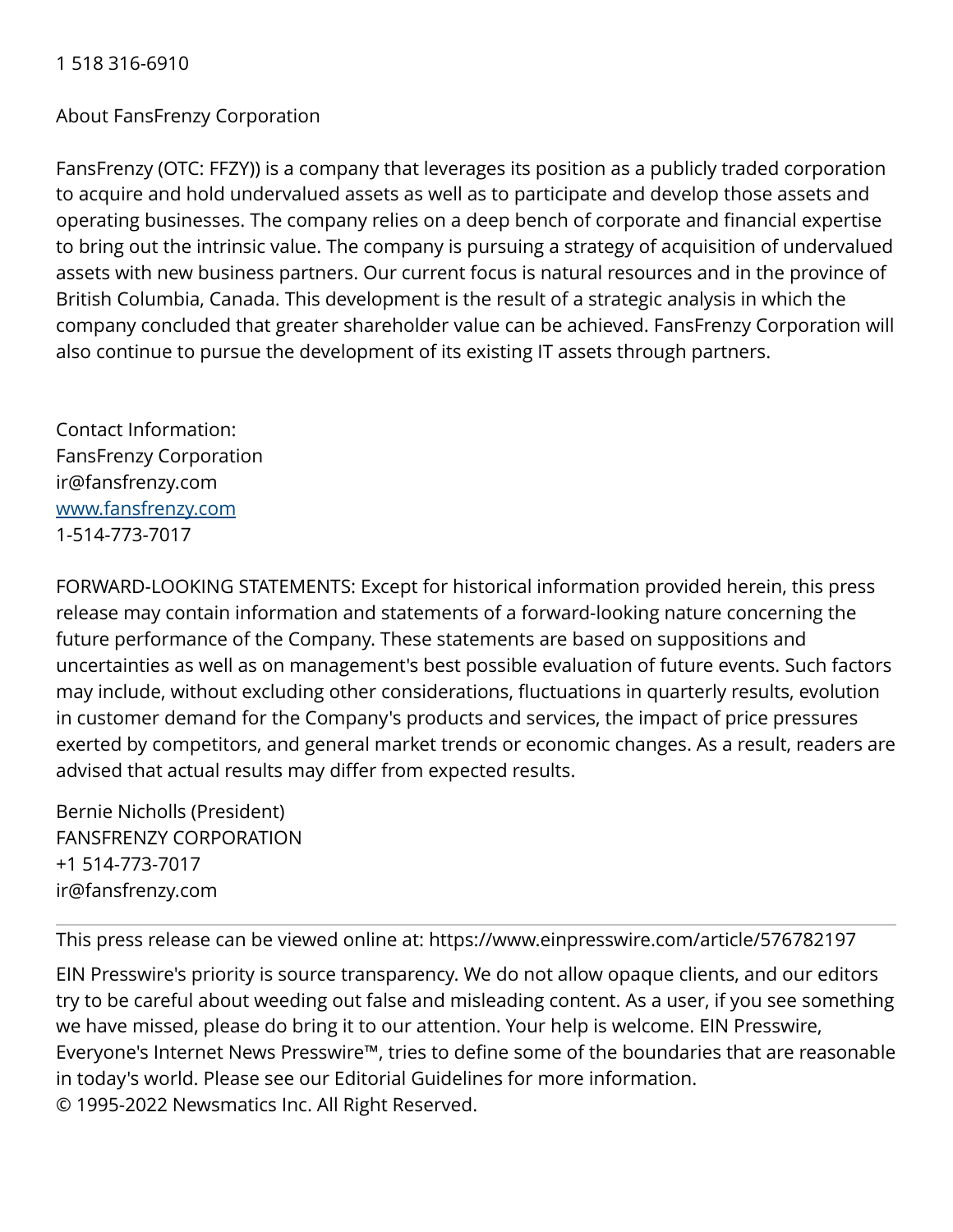1 518 316-6910

About FansFrenzy Corporation

FansFrenzy (OTC: FFZY)) is a company that leverages its position as a publicly traded corporation to acquire and hold undervalued assets as well as to participate and develop those assets and operating businesses. The company relies on a deep bench of corporate and financial expertise to bring out the intrinsic value. The company is pursuing a strategy of acquisition of undervalued assets with new business partners. Our current focus is natural resources and in the province of British Columbia, Canada. This development is the result of a strategic analysis in which the company concluded that greater shareholder value can be achieved. FansFrenzy Corporation will also continue to pursue the development of its existing IT assets through partners.

Contact Information:
FansFrenzy Corporation
ir@fansfrenzy.com
[www.fansfrenzy.com](http://www.fansfrenzy.com)
1-514-773-7017

FORWARD-LOOKING STATEMENTS: Except for historical information provided herein, this press release may contain information and statements of a forward-looking nature concerning the future performance of the Company. These statements are based on suppositions and uncertainties as well as on management's best possible evaluation of future events. Such factors may include, without excluding other considerations, fluctuations in quarterly results, evolution in customer demand for the Company's products and services, the impact of price pressures exerted by competitors, and general market trends or economic changes. As a result, readers are advised that actual results may differ from expected results.

Bernie Nicholls (President)
FANSFRENZY CORPORATION
+1 514-773-7017
ir@fansfrenzy.com

---

This press release can be viewed online at: https://www.einpresswire.com/article/576782197

EIN Presswire's priority is source transparency. We do not allow opaque clients, and our editors try to be careful about weeding out false and misleading content. As a user, if you see something we have missed, please do bring it to our attention. Your help is welcome. EIN Presswire, Everyone's Internet News Presswire™, tries to define some of the boundaries that are reasonable in today's world. Please see our Editorial Guidelines for more information.
© 1995-2022 Newsmatics Inc. All Right Reserved.